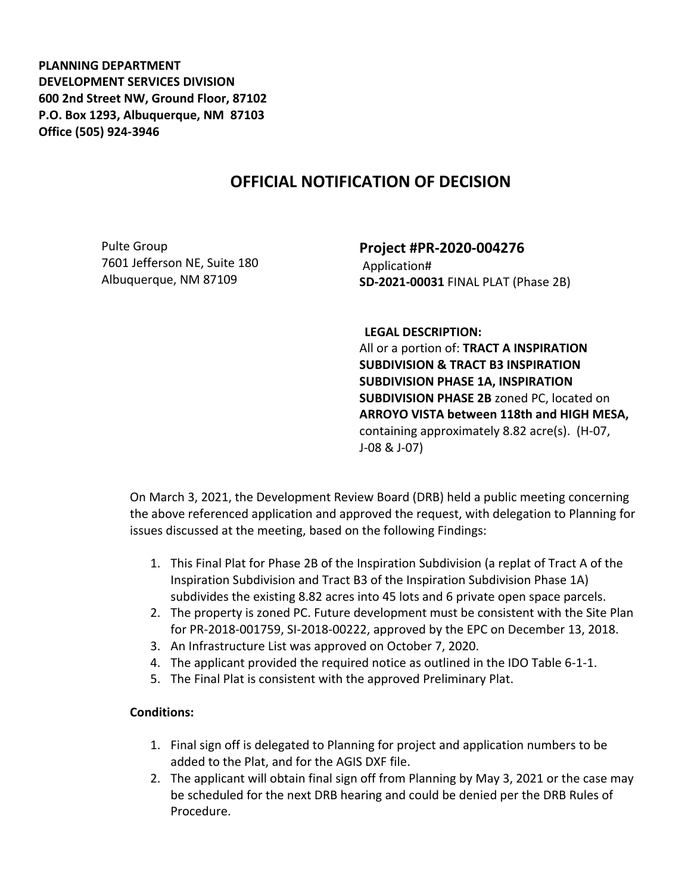**PLANNING DEPARTMENT**
**DEVELOPMENT SERVICES DIVISION**
**600 2nd Street NW, Ground Floor, 87102**
**P.O. Box 1293, Albuquerque, NM 87103**
**Office (505) 924-3946**

# OFFICIAL NOTIFICATION OF DECISION

Pulte Group
7601 Jefferson NE, Suite 180
Albuquerque, NM 87109

## Project #PR-2020-004276

Application#
**SD-2021-00031** FINAL PLAT (Phase 2B)

**LEGAL DESCRIPTION:**
All or a portion of: **TRACT A INSPIRATION SUBDIVISION & TRACT B3 INSPIRATION SUBDIVISION PHASE 1A, INSPIRATION SUBDIVISION PHASE 2B** zoned PC, located on **ARROYO VISTA between 118th and HIGH MESA,** containing approximately 8.82 acre(s). (H-07, J-08 & J-07)

On March 3, 2021, the Development Review Board (DRB) held a public meeting concerning the above referenced application and approved the request, with delegation to Planning for issues discussed at the meeting, based on the following Findings:

1. This Final Plat for Phase 2B of the Inspiration Subdivision (a replat of Tract A of the Inspiration Subdivision and Tract B3 of the Inspiration Subdivision Phase 1A) subdivides the existing 8.82 acres into 45 lots and 6 private open space parcels.
2. The property is zoned PC. Future development must be consistent with the Site Plan for PR-2018-001759, SI-2018-00222, approved by the EPC on December 13, 2018.
3. An Infrastructure List was approved on October 7, 2020.
4. The applicant provided the required notice as outlined in the IDO Table 6-1-1.
5. The Final Plat is consistent with the approved Preliminary Plat.

**Conditions:**

1. Final sign off is delegated to Planning for project and application numbers to be added to the Plat, and for the AGIS DXF file.
2. The applicant will obtain final sign off from Planning by May 3, 2021 or the case may be scheduled for the next DRB hearing and could be denied per the DRB Rules of Procedure.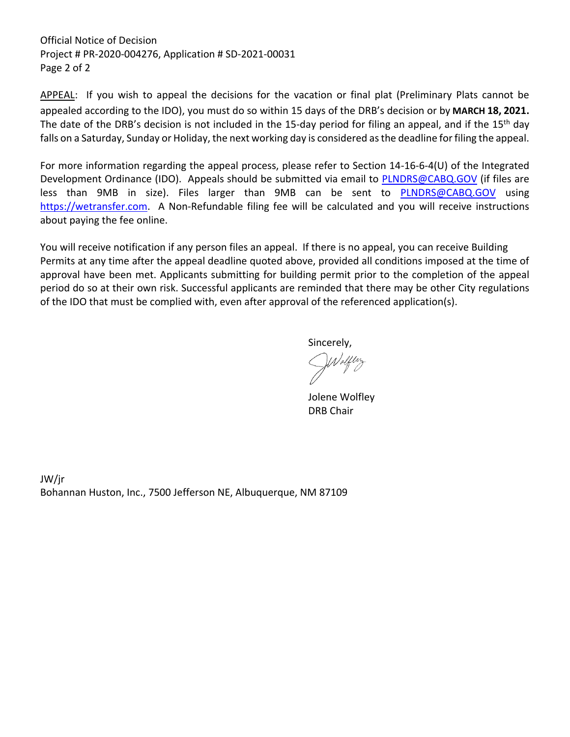APPEAL: If you wish to appeal the decisions for the vacation or final plat (Preliminary Plats cannot be appealed according to the IDO), you must do so within 15 days of the DRB's decision or by **MARCH 18, 2021.** The date of the DRB's decision is not included in the 15-day period for filing an appeal, and if the 15th day falls on a Saturday, Sunday or Holiday, the next working day is considered as the deadline for filing the appeal.

For more information regarding the appeal process, please refer to Section 14-16-6-4(U) of the Integrated Development Ordinance (IDO). Appeals should be submitted via email to PLNDRS@CABQ.GOV (if files are less than 9MB in size). Files larger than 9MB can be sent to PLNDRS@CABQ.GOV using https://wetransfer.com. A Non-Refundable filing fee will be calculated and you will receive instructions about paying the fee online.

You will receive notification if any person files an appeal. If there is no appeal, you can receive Building Permits at any time after the appeal deadline quoted above, provided all conditions imposed at the time of approval have been met. Applicants submitting for building permit prior to the completion of the appeal period do so at their own risk. Successful applicants are reminded that there may be other City regulations of the IDO that must be complied with, even after approval of the referenced application(s).

Sincerely,

Jolene Wolfley
DRB Chair

JW/jr
Bohannan Huston, Inc., 7500 Jefferson NE, Albuquerque, NM 87109